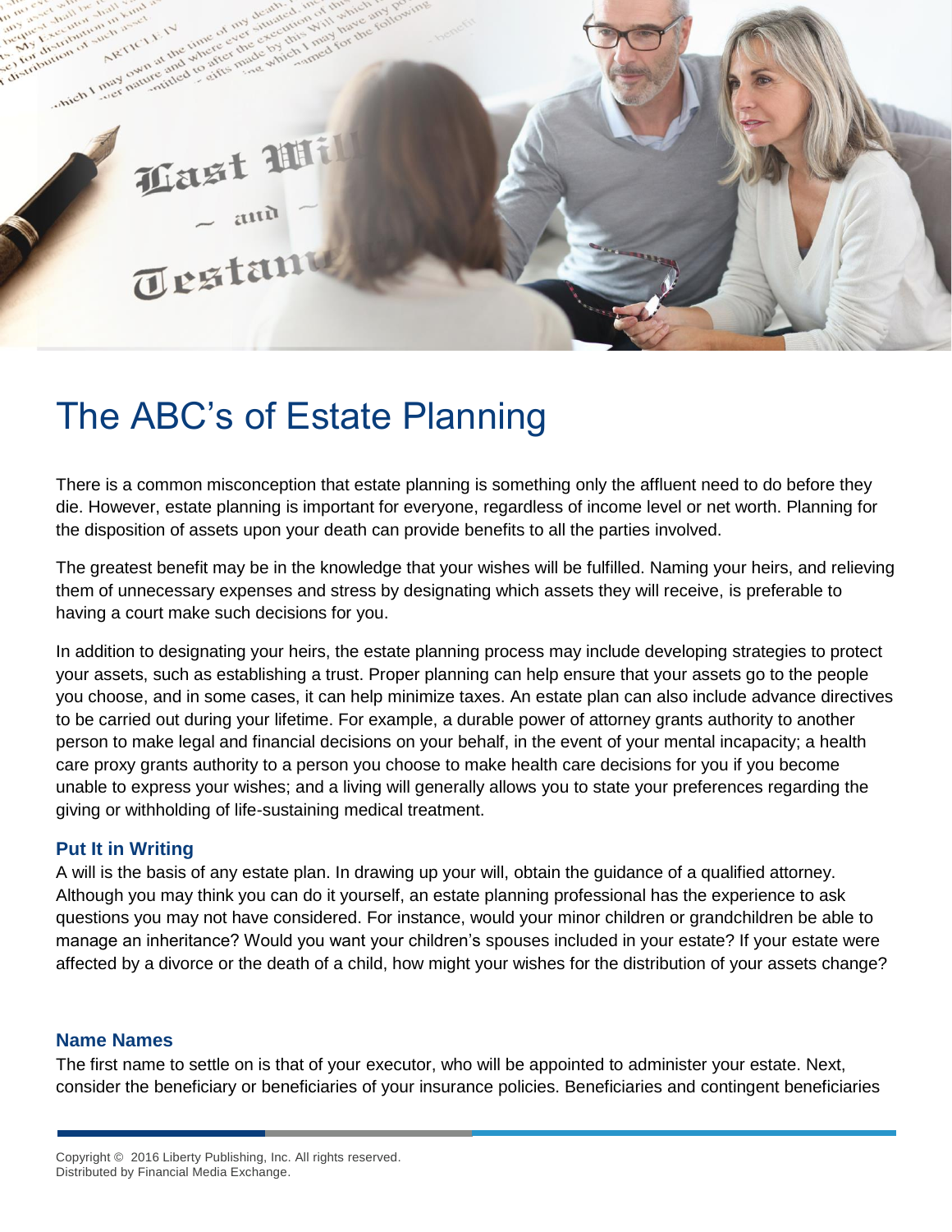# The ABC's of Estate Planning

There is a common misconception that estate planning is something only the affluent need to do before they die. However, estate planning is important for everyone, regardless of income level or net worth. Planning for the disposition of assets upon your death can provide benefits to all the parties involved.

The greatest benefit may be in the knowledge that your wishes will be fulfilled. Naming your heirs, and relieving them of unnecessary expenses and stress by designating which assets they will receive, is preferable to having a court make such decisions for you.

In addition to designating your heirs, the estate planning process may include developing strategies to protect your assets, such as establishing a trust. Proper planning can help ensure that your assets go to the people you choose, and in some cases, it can help minimize taxes. An estate plan can also include advance directives to be carried out during your lifetime. For example, a durable power of attorney grants authority to another person to make legal and financial decisions on your behalf, in the event of your mental incapacity; a health care proxy grants authority to a person you choose to make health care decisions for you if you become unable to express your wishes; and a living will generally allows you to state your preferences regarding the giving or withholding of life-sustaining medical treatment.

### Put It in Writing

A will is the basis of any estate plan. In drawing up your will, obtain the guidance of a qualified attorney. Although you may think you can do it yourself, an estate planning professional has the experience to ask questions you may not have considered. For instance, would your minor children or grandchildren be able to manage an inheritance? Would you want your children's spouses included in your estate? If your estate were affected by a divorce or the death of a child, how might your wishes for the distribution of your assets change?

### Name Names

The first name to settle on is that of your executor, who will be appointed to administer your estate. Next, consider the beneficiary or beneficiaries of your insurance policies. Beneficiaries and contingent beneficiaries

Copyright © 2016 Liberty Publishing, Inc. All rights reserved.
Distributed by Financial Media Exchange.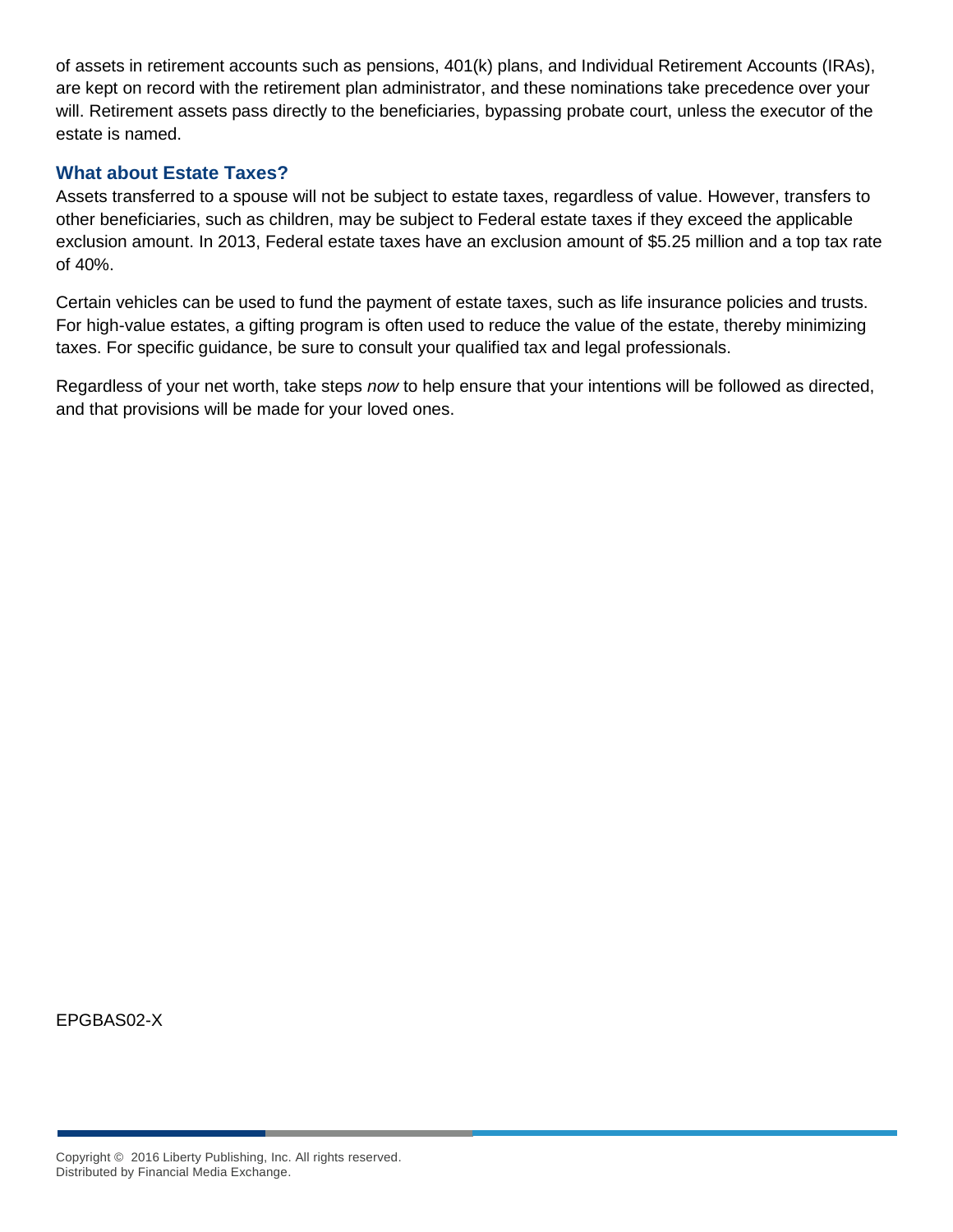of assets in retirement accounts such as pensions, 401(k) plans, and Individual Retirement Accounts (IRAs), are kept on record with the retirement plan administrator, and these nominations take precedence over your will. Retirement assets pass directly to the beneficiaries, bypassing probate court, unless the executor of the estate is named.

### What about Estate Taxes?

Assets transferred to a spouse will not be subject to estate taxes, regardless of value. However, transfers to other beneficiaries, such as children, may be subject to Federal estate taxes if they exceed the applicable exclusion amount. In 2013, Federal estate taxes have an exclusion amount of $5.25 million and a top tax rate of 40%.

Certain vehicles can be used to fund the payment of estate taxes, such as life insurance policies and trusts. For high-value estates, a gifting program is often used to reduce the value of the estate, thereby minimizing taxes. For specific guidance, be sure to consult your qualified tax and legal professionals.

Regardless of your net worth, take steps *now* to help ensure that your intentions will be followed as directed, and that provisions will be made for your loved ones.

EPGBAS02-X

Copyright © 2016 Liberty Publishing, Inc. All rights reserved.
Distributed by Financial Media Exchange.